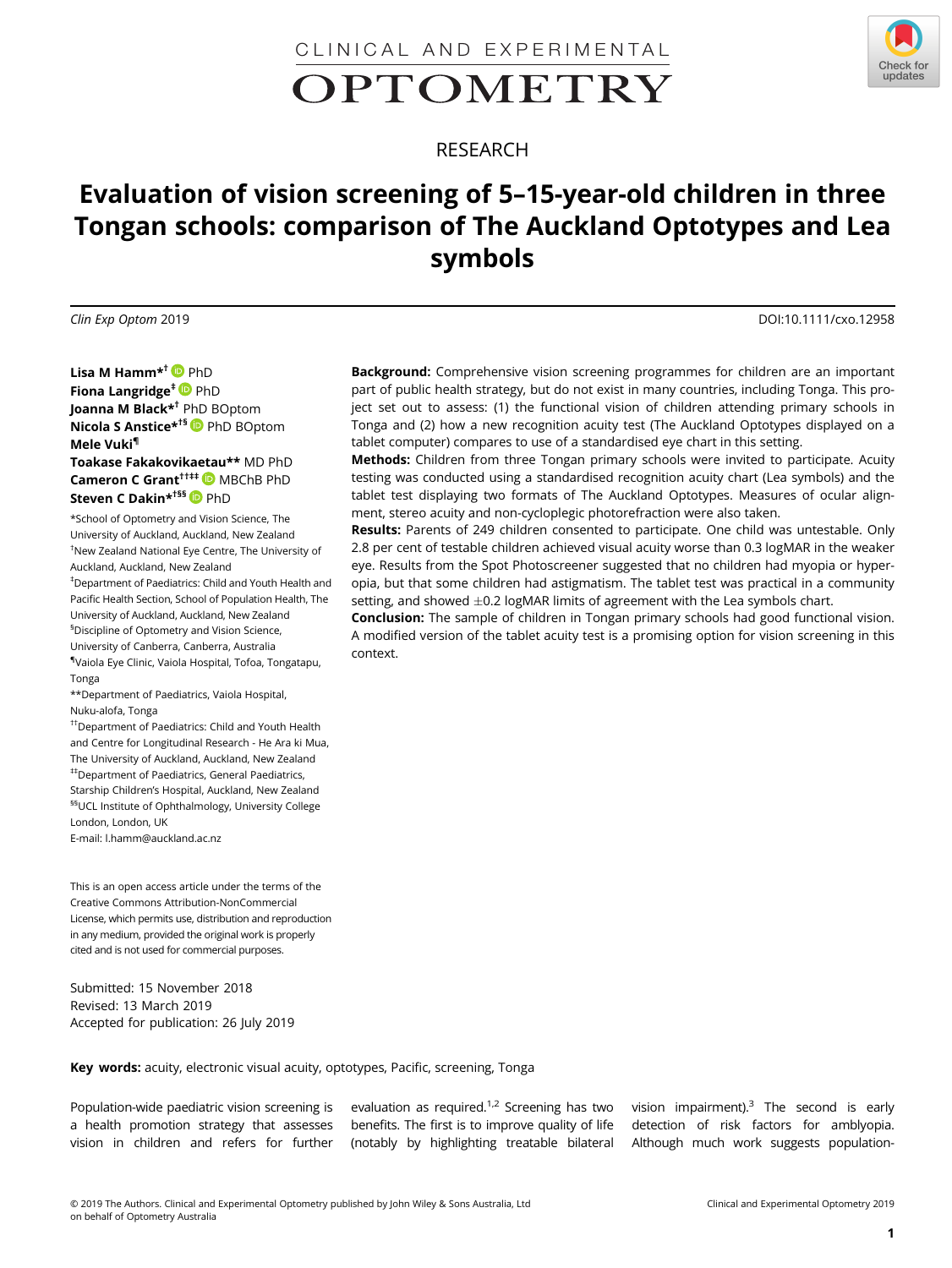CLINICAL AND EXPERIMENTAL OPTOMETRY

RESEARCH

# Evaluation of vision screening of 5–15-year-old children in three Tongan schools: comparison of The Auckland Optotypes and Lea symbols

*Clin Exp Optom* 2019

DOI:10.1111/cxo.12958

**Lisa M Hamm*†** PhD
**Fiona Langridge‡** PhD
**Joanna M Black*†** PhD BOptom
**Nicola S Anstice*†§** PhD BOptom
**Mele Vuki¶**
**Toakase Fakakovikaetau**** MD PhD
**Cameron C Grant††‡‡** MBChB PhD
**Steven C Dakin*†§§** PhD

*School of Optometry and Vision Science, The University of Auckland, Auckland, New Zealand
†New Zealand National Eye Centre, The University of Auckland, Auckland, New Zealand
‡Department of Paediatrics: Child and Youth Health and Pacific Health Section, School of Population Health, The University of Auckland, Auckland, New Zealand
§Discipline of Optometry and Vision Science, University of Canberra, Canberra, Australia
¶Vaiola Eye Clinic, Vaiola Hospital, Tofoa, Tongatapu, Tonga
**Department of Paediatrics, Vaiola Hospital, Nuku-alofa, Tonga
††Department of Paediatrics: Child and Youth Health and Centre for Longitudinal Research - He Ara ki Mua, The University of Auckland, Auckland, New Zealand
‡‡Department of Paediatrics, General Paediatrics, Starship Children's Hospital, Auckland, New Zealand
§§UCL Institute of Ophthalmology, University College London, London, UK
E-mail: l.hamm@auckland.ac.nz

This is an open access article under the terms of the Creative Commons Attribution-NonCommercial License, which permits use, distribution and reproduction in any medium, provided the original work is properly cited and is not used for commercial purposes.

Submitted: 15 November 2018
Revised: 13 March 2019
Accepted for publication: 26 July 2019

**Background:** Comprehensive vision screening programmes for children are an important part of public health strategy, but do not exist in many countries, including Tonga. This project set out to assess: (1) the functional vision of children attending primary schools in Tonga and (2) how a new recognition acuity test (The Auckland Optotypes displayed on a tablet computer) compares to use of a standardised eye chart in this setting.

**Methods:** Children from three Tongan primary schools were invited to participate. Acuity testing was conducted using a standardised recognition acuity chart (Lea symbols) and the tablet test displaying two formats of The Auckland Optotypes. Measures of ocular alignment, stereo acuity and non-cycloplegic photorefraction were also taken.

**Results:** Parents of 249 children consented to participate. One child was untestable. Only 2.8 per cent of testable children achieved visual acuity worse than 0.3 logMAR in the weaker eye. Results from the Spot Photoscreener suggested that no children had myopia or hyperopia, but that some children had astigmatism. The tablet test was practical in a community setting, and showed ±0.2 logMAR limits of agreement with the Lea symbols chart.

**Conclusion:** The sample of children in Tongan primary schools had good functional vision. A modified version of the tablet acuity test is a promising option for vision screening in this context.

**Key words:** acuity, electronic visual acuity, optotypes, Pacific, screening, Tonga

Population-wide paediatric vision screening is a health promotion strategy that assesses vision in children and refers for further evaluation as required.[1,2] Screening has two benefits. The first is to improve quality of life (notably by highlighting treatable bilateral vision impairment).[3] The second is early detection of risk factors for amblyopia. Although much work suggests population-

© 2019 The Authors. Clinical and Experimental Optometry published by John Wiley & Sons Australia, Ltd on behalf of Optometry Australia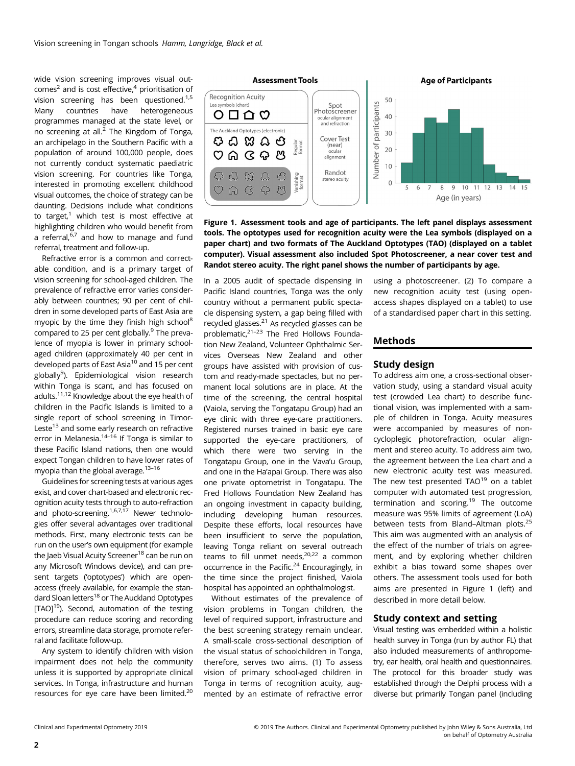wide vision screening improves visual outcomes[2] and is cost effective,[4] prioritisation of vision screening has been questioned.[1,5] Many countries have heterogeneous programmes managed at the state level, or no screening at all.[2] The Kingdom of Tonga, an archipelago in the Southern Pacific with a population of around 100,000 people, does not currently conduct systematic paediatric vision screening. For countries like Tonga, interested in promoting excellent childhood visual outcomes, the choice of strategy can be daunting. Decisions include what conditions to target,[1] which test is most effective at highlighting children who would benefit from a referral,[6,7] and how to manage and fund referral, treatment and follow-up.

Refractive error is a common and correctable condition, and is a primary target of vision screening for school-aged children. The prevalence of refractive error varies considerably between countries; 90 per cent of children in some developed parts of East Asia are myopic by the time they finish high school[8] compared to 25 per cent globally.[9] The prevalence of myopia is lower in primary school-aged children (approximately 40 per cent in developed parts of East Asia[10] and 15 per cent globally[9]). Epidemiological vision research within Tonga is scant, and has focused on adults.[11,12] Knowledge about the eye health of children in the Pacific Islands is limited to a single report of school screening in Timor-Leste[13] and some early research on refractive error in Melanesia.[14–16] If Tonga is similar to these Pacific Island nations, then one would expect Tongan children to have lower rates of myopia than the global average.[13–16]

Guidelines for screening tests at various ages exist, and cover chart-based and electronic recognition acuity tests through to auto-refraction and photo-screening.[1,6,7,17] Newer technologies offer several advantages over traditional methods. First, many electronic tests can be run on the user's own equipment (for example the Jaeb Visual Acuity Screener[18] can be run on any Microsoft Windows device), and can present targets ('optotypes') which are open-access (freely available, for example the standard Sloan letters[18] or The Auckland Optotypes [TAO][19]). Second, automation of the testing procedure can reduce scoring and recording errors, streamline data storage, promote referral and facilitate follow-up.

Any system to identify children with vision impairment does not help the community unless it is supported by appropriate clinical services. In Tonga, infrastructure and human resources for eye care have been limited.[20] In a 2005 audit of spectacle dispensing in Pacific Island countries, Tonga was the only country without a permanent public spectacle dispensing system, a gap being filled with recycled glasses.[21] As recycled glasses can be problematic,[21–23] The Fred Hollows Foundation New Zealand, Volunteer Ophthalmic Services Overseas New Zealand and other groups have assisted with provision of custom and ready-made spectacles, but no permanent local solutions are in place. At the time of the screening, the central hospital (Vaiola, serving the Tongatapu Group) had an eye clinic with three eye-care practitioners. Registered nurses trained in basic eye care supported the eye-care practitioners, of which there were two serving in the Tongatapu Group, one in the Vava'u Group, and one in the Ha'apai Group. There was also one private optometrist in Tongatapu. The Fred Hollows Foundation New Zealand has an ongoing investment in capacity building, including developing human resources. Despite these efforts, local resources have been insufficient to serve the population, leaving Tonga reliant on several outreach teams to fill unmet needs,[20,22] a common occurrence in the Pacific.[24] Encouragingly, in the time since the project finished, Vaiola hospital has appointed an ophthalmologist.

Without estimates of the prevalence of vision problems in Tongan children, the level of required support, infrastructure and the best screening strategy remain unclear. A small-scale cross-sectional description of the visual status of schoolchildren in Tonga, therefore, serves two aims. (1) To assess vision of primary school-aged children in Tonga in terms of recognition acuity, augmented by an estimate of refractive error using a photoscreener. (2) To compare a new recognition acuity test (using open-access shapes displayed on a tablet) to use of a standardised paper chart in this setting.

**Figure 1. Assessment tools and age of participants. The left panel displays assessment tools. The optotypes used for recognition acuity were the Lea symbols (displayed on a paper chart) and two formats of The Auckland Optotypes (TAO) (displayed on a tablet computer). Visual assessment also included Spot Photoscreener, a near cover test and Randot stereo acuity. The right panel shows the number of participants by age.**

## Methods

### Study design

To address aim one, a cross-sectional observation study, using a standard visual acuity test (crowded Lea chart) to describe functional vision, was implemented with a sample of children in Tonga. Acuity measures were accompanied by measures of non-cycloplegic photorefraction, ocular alignment and stereo acuity. To address aim two, the agreement between the Lea chart and a new electronic acuity test was measured. The new test presented TAO[19] on a tablet computer with automated test progression, termination and scoring.[19] The outcome measure was 95% limits of agreement (LoA) between tests from Bland–Altman plots.[25] This aim was augmented with an analysis of the effect of the number of trials on agreement, and by exploring whether children exhibit a bias toward some shapes over others. The assessment tools used for both aims are presented in Figure 1 (left) and described in more detail below.

### Study context and setting

Visual testing was embedded within a holistic health survey in Tonga (run by author FL) that also included measurements of anthropometry, ear health, oral health and questionnaires. The protocol for this broader study was established through the Delphi process with a diverse but primarily Tongan panel (including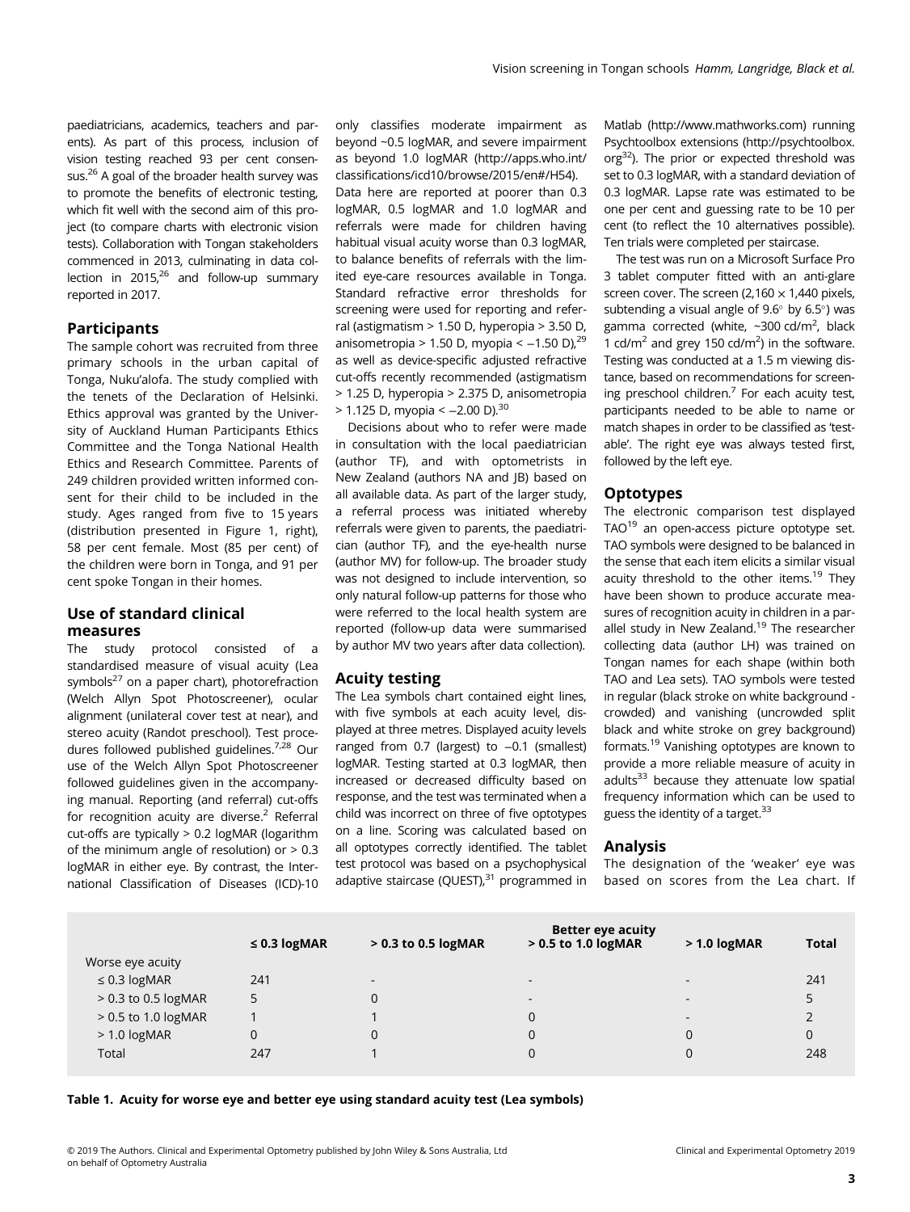paediatricians, academics, teachers and parents). As part of this process, inclusion of vision testing reached 93 per cent consensus.[26] A goal of the broader health survey was to promote the benefits of electronic testing, which fit well with the second aim of this project (to compare charts with electronic vision tests). Collaboration with Tongan stakeholders commenced in 2013, culminating in data collection in 2015,[26] and follow-up summary reported in 2017.

## Participants

The sample cohort was recruited from three primary schools in the urban capital of Tonga, Nuku'alofa. The study complied with the tenets of the Declaration of Helsinki. Ethics approval was granted by the University of Auckland Human Participants Ethics Committee and the Tonga National Health Ethics and Research Committee. Parents of 249 children provided written informed consent for their child to be included in the study. Ages ranged from five to 15 years (distribution presented in Figure 1, right), 58 per cent female. Most (85 per cent) of the children were born in Tonga, and 91 per cent spoke Tongan in their homes.

## Use of standard clinical measures

The study protocol consisted of a standardised measure of visual acuity (Lea symbols[27] on a paper chart), photorefraction (Welch Allyn Spot Photoscreener), ocular alignment (unilateral cover test at near), and stereo acuity (Randot preschool). Test procedures followed published guidelines.[7,28] Our use of the Welch Allyn Spot Photoscreener followed guidelines given in the accompanying manual. Reporting (and referral) cut-offs for recognition acuity are diverse.[2] Referral cut-offs are typically > 0.2 logMAR (logarithm of the minimum angle of resolution) or > 0.3 logMAR in either eye. By contrast, the International Classification of Diseases (ICD)-10 only classifies moderate impairment as beyond ~0.5 logMAR, and severe impairment as beyond 1.0 logMAR (http://apps.who.int/classifications/icd10/browse/2015/en#/H54). Data here are reported at poorer than 0.3 logMAR, 0.5 logMAR and 1.0 logMAR and referrals were made for children having habitual visual acuity worse than 0.3 logMAR, to balance benefits of referrals with the limited eye-care resources available in Tonga. Standard refractive error thresholds for screening were used for reporting and referral (astigmatism > 1.50 D, hyperopia > 3.50 D, anisometropia > 1.50 D, myopia < –1.50 D),[29] as well as device-specific adjusted refractive cut-offs recently recommended (astigmatism > 1.25 D, hyperopia > 2.375 D, anisometropia > 1.125 D, myopia < –2.00 D).[30]

Decisions about who to refer were made in consultation with the local paediatrician (author TF), and with optometrists in New Zealand (authors NA and JB) based on all available data. As part of the larger study, a referral process was initiated whereby referrals were given to parents, the paediatrician (author TF), and the eye-health nurse (author MV) for follow-up. The broader study was not designed to include intervention, so only natural follow-up patterns for those who were referred to the local health system are reported (follow-up data were summarised by author MV two years after data collection).

## Acuity testing

The Lea symbols chart contained eight lines, with five symbols at each acuity level, displayed at three metres. Displayed acuity levels ranged from 0.7 (largest) to –0.1 (smallest) logMAR. Testing started at 0.3 logMAR, then increased or decreased difficulty based on response, and the test was terminated when a child was incorrect on three of five optotypes on a line. Scoring was calculated based on all optotypes correctly identified. The tablet test protocol was based on a psychophysical adaptive staircase (QUEST),[31] programmed in Matlab (http://www.mathworks.com) running Psychtoolbox extensions (http://psychtoolbox.org[32]). The prior or expected threshold was set to 0.3 logMAR, with a standard deviation of 0.3 logMAR. Lapse rate was estimated to be one per cent and guessing rate to be 10 per cent (to reflect the 10 alternatives possible). Ten trials were completed per staircase.

The test was run on a Microsoft Surface Pro 3 tablet computer fitted with an anti-glare screen cover. The screen (2,160 × 1,440 pixels, subtending a visual angle of 9.6° by 6.5°) was gamma corrected (white, ~300 cd/m$^2$, black 1 cd/m$^2$ and grey 150 cd/m$^2$) in the software. Testing was conducted at a 1.5 m viewing distance, based on recommendations for screening preschool children.[7] For each acuity test, participants needed to be able to name or match shapes in order to be classified as 'testable'. The right eye was always tested first, followed by the left eye.

## Optotypes

The electronic comparison test displayed TAO[19] an open-access picture optotype set. TAO symbols were designed to be balanced in the sense that each item elicits a similar visual acuity threshold to the other items.[19] They have been shown to produce accurate measures of recognition acuity in children in a parallel study in New Zealand.[19] The researcher collecting data (author LH) was trained on Tongan names for each shape (within both TAO and Lea sets). TAO symbols were tested in regular (black stroke on white background - crowded) and vanishing (uncrowded split black and white stroke on grey background) formats.[19] Vanishing optotypes are known to provide a more reliable measure of acuity in adults[33] because they attenuate low spatial frequency information which can be used to guess the identity of a target.[33]

## Analysis

The designation of the 'weaker' eye was based on scores from the Lea chart. If

| | Better eye acuity | | | | |
|---|---|---|---|---|---|
| | ≤ 0.3 logMAR | > 0.3 to 0.5 logMAR | > 0.5 to 1.0 logMAR | > 1.0 logMAR | Total |
| Worse eye acuity | | | | | |
| ≤ 0.3 logMAR | 241 | - | - | - | 241 |
| > 0.3 to 0.5 logMAR | 5 | 0 | - | - | 5 |
| > 0.5 to 1.0 logMAR | 1 | 1 | 0 | - | 2 |
| > 1.0 logMAR | 0 | 0 | 0 | 0 | 0 |
| Total | 247 | 1 | 0 | 0 | 248 |

**Table 1. Acuity for worse eye and better eye using standard acuity test (Lea symbols)**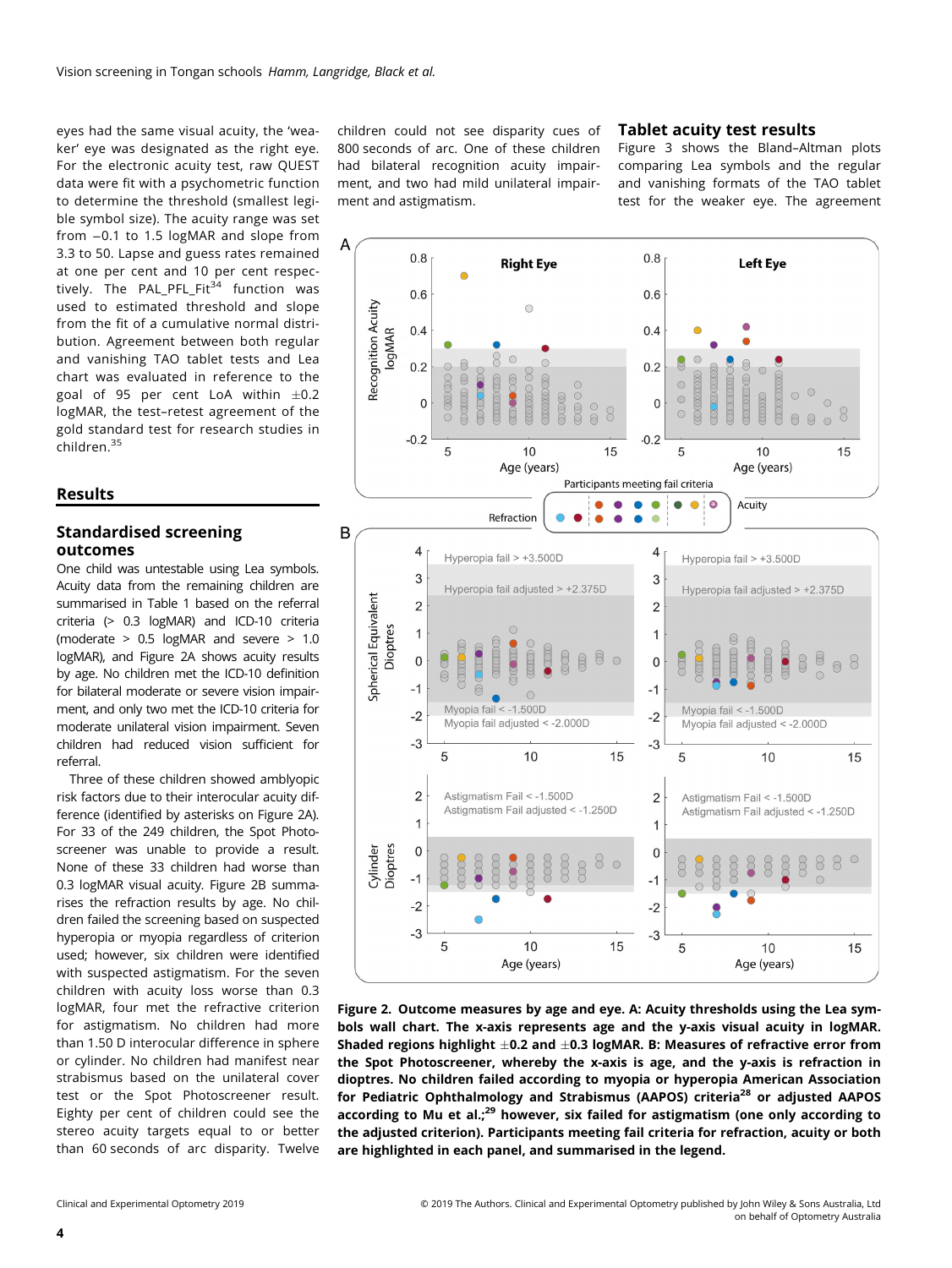eyes had the same visual acuity, the 'weaker' eye was designated as the right eye. For the electronic acuity test, raw QUEST data were fit with a psychometric function to determine the threshold (smallest legible symbol size). The acuity range was set from −0.1 to 1.5 logMAR and slope from 3.3 to 50. Lapse and guess rates remained at one per cent and 10 per cent respectively. The PAL_PFL_Fit[34] function was used to estimated threshold and slope from the fit of a cumulative normal distribution. Agreement between both regular and vanishing TAO tablet tests and Lea chart was evaluated in reference to the goal of 95 per cent LoA within ±0.2 logMAR, the test–retest agreement of the gold standard test for research studies in children.[35]

## Results

### Standardised screening outcomes

One child was untestable using Lea symbols. Acuity data from the remaining children are summarised in Table 1 based on the referral criteria (> 0.3 logMAR) and ICD-10 criteria (moderate > 0.5 logMAR and severe > 1.0 logMAR), and Figure 2A shows acuity results by age. No children met the ICD-10 definition for bilateral moderate or severe vision impairment, and only two met the ICD-10 criteria for moderate unilateral vision impairment. Seven children had reduced vision sufficient for referral.

Three of these children showed amblyopic risk factors due to their interocular acuity difference (identified by asterisks on Figure 2A). For 33 of the 249 children, the Spot Photoscreener was unable to provide a result. None of these 33 children had worse than 0.3 logMAR visual acuity. Figure 2B summarises the refraction results by age. No children failed the screening based on suspected hyperopia or myopia regardless of criterion used; however, six children were identified with suspected astigmatism. For the seven children with acuity loss worse than 0.3 logMAR, four met the refractive criterion for astigmatism. No children had more than 1.50 D interocular difference in sphere or cylinder. No children had manifest near strabismus based on the unilateral cover test or the Spot Photoscreener result. Eighty per cent of children could see the stereo acuity targets equal to or better than 60 seconds of arc disparity. Twelve children could not see disparity cues of 800 seconds of arc. One of these children had bilateral recognition acuity impairment, and two had mild unilateral impairment and astigmatism.

### Tablet acuity test results

Figure 3 shows the Bland–Altman plots comparing Lea symbols and the regular and vanishing formats of the TAO tablet test for the weaker eye. The agreement

**Figure 2. Outcome measures by age and eye. A: Acuity thresholds using the Lea symbols wall chart. The x-axis represents age and the y-axis visual acuity in logMAR. Shaded regions highlight ±0.2 and ±0.3 logMAR. B: Measures of refractive error from the Spot Photoscreener, whereby the x-axis is age, and the y-axis is refraction in dioptres. No children failed according to myopia or hyperopia American Association for Pediatric Ophthalmology and Strabismus (AAPOS) criteria[28] or adjusted AAPOS according to Mu et al.;[29] however, six failed for astigmatism (one only according to the adjusted criterion). Participants meeting fail criteria for refraction, acuity or both are highlighted in each panel, and summarised in the legend.**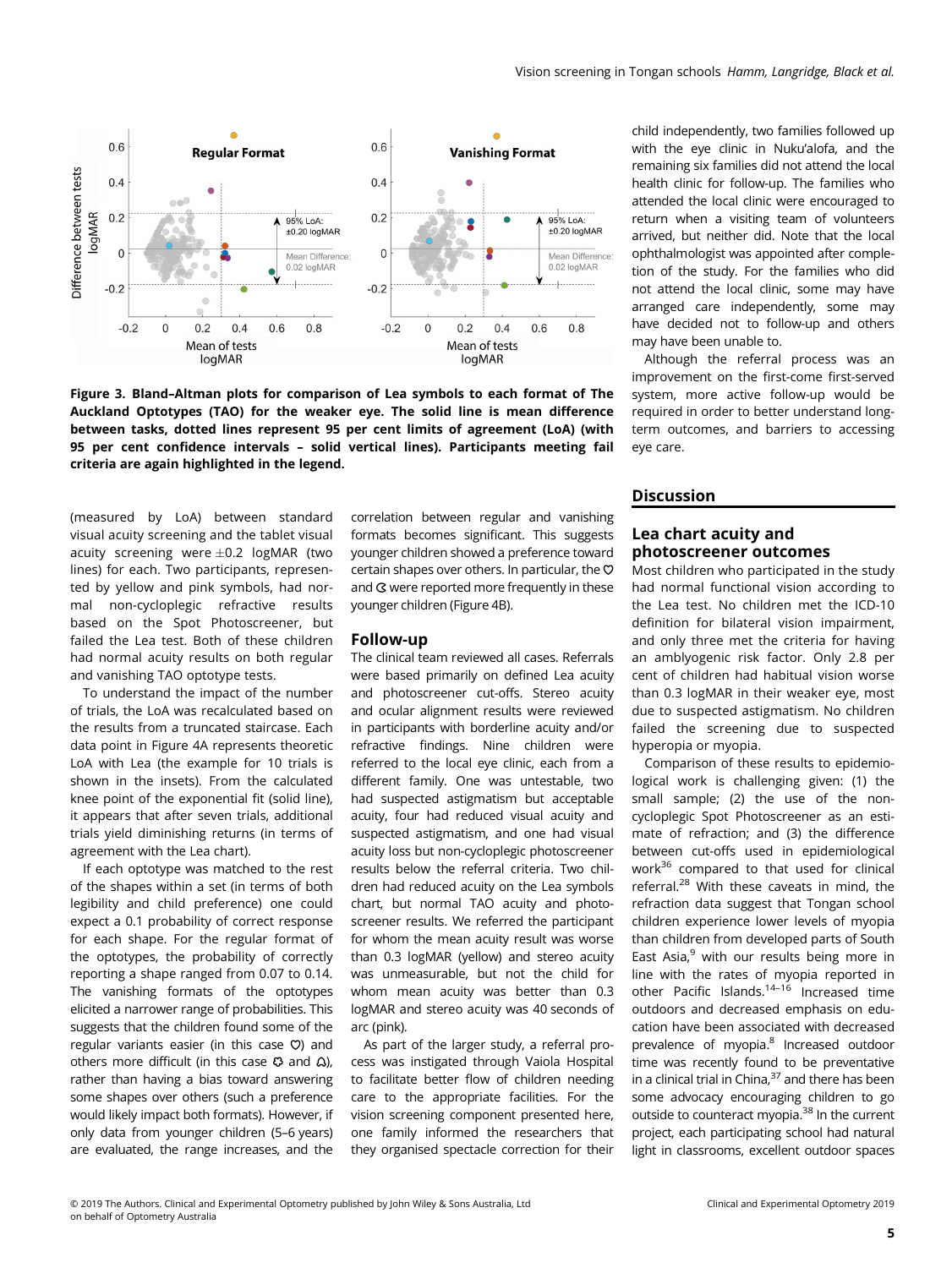Figure 3. Bland–Altman plots for comparison of Lea symbols to each format of The Auckland Optotypes (TAO) for the weaker eye. The solid line is mean difference between tasks, dotted lines represent 95 per cent limits of agreement (LoA) (with 95 per cent confidence intervals – solid vertical lines). Participants meeting fail criteria are again highlighted in the legend.

(measured by LoA) between standard visual acuity screening and the tablet visual acuity screening were ±0.2 logMAR (two lines) for each. Two participants, represented by yellow and pink symbols, had normal non-cycloplegic refractive results based on the Spot Photoscreener, but failed the Lea test. Both of these children had normal acuity results on both regular and vanishing TAO optotype tests.

To understand the impact of the number of trials, the LoA was recalculated based on the results from a truncated staircase. Each data point in Figure 4A represents theoretic LoA with Lea (the example for 10 trials is shown in the insets). From the calculated knee point of the exponential fit (solid line), it appears that after seven trials, additional trials yield diminishing returns (in terms of agreement with the Lea chart).

If each optotype was matched to the rest of the shapes within a set (in terms of both legibility and child preference) one could expect a 0.1 probability of correct response for each shape. For the regular format of the optotypes, the probability of correctly reporting a shape ranged from 0.07 to 0.14. The vanishing formats of the optotypes elicited a narrower range of probabilities. This suggests that the children found some of the regular variants easier (in this case ♡) and others more difficult (in this case ✿ and ⍝), rather than having a bias toward answering some shapes over others (such a preference would likely impact both formats). However, if only data from younger children (5–6 years) are evaluated, the range increases, and the correlation between regular and vanishing formats becomes significant. This suggests younger children showed a preference toward certain shapes over others. In particular, the ♡ and ☾ were reported more frequently in these younger children (Figure 4B).

## Follow-up

The clinical team reviewed all cases. Referrals were based primarily on defined Lea acuity and photoscreener cut-offs. Stereo acuity and ocular alignment results were reviewed in participants with borderline acuity and/or refractive findings. Nine children were referred to the local eye clinic, each from a different family. One was untestable, two had suspected astigmatism but acceptable acuity, four had reduced visual acuity and suspected astigmatism, and one had visual acuity loss but non-cycloplegic photoscreener results below the referral criteria. Two children had reduced acuity on the Lea symbols chart, but normal TAO acuity and photoscreener results. We referred the participant for whom the mean acuity result was worse than 0.3 logMAR (yellow) and stereo acuity was unmeasurable, but not the child for whom mean acuity was better than 0.3 logMAR and stereo acuity was 40 seconds of arc (pink).

As part of the larger study, a referral process was instigated through Vaiola Hospital to facilitate better flow of children needing care to the appropriate facilities. For the vision screening component presented here, one family informed the researchers that they organised spectacle correction for their child independently, two families followed up with the eye clinic in Nuku'alofa, and the remaining six families did not attend the local health clinic for follow-up. The families who attended the local clinic were encouraged to return when a visiting team of volunteers arrived, but neither did. Note that the local ophthalmologist was appointed after completion of the study. For the families who did not attend the local clinic, some may have arranged care independently, some may have decided not to follow-up and others may have been unable to.

Although the referral process was an improvement on the first-come first-served system, more active follow-up would be required in order to better understand long-term outcomes, and barriers to accessing eye care.

## Discussion

### Lea chart acuity and photoscreener outcomes

Most children who participated in the study had normal functional vision according to the Lea test. No children met the ICD-10 definition for bilateral vision impairment, and only three met the criteria for having an amblyogenic risk factor. Only 2.8 per cent of children had habitual vision worse than 0.3 logMAR in their weaker eye, most due to suspected astigmatism. No children failed the screening due to suspected hyperopia or myopia.

Comparison of these results to epidemiological work is challenging given: (1) the small sample; (2) the use of the non-cycloplegic Spot Photoscreener as an estimate of refraction; and (3) the difference between cut-offs used in epidemiological work[36] compared to that used for clinical referral.[28] With these caveats in mind, the refraction data suggest that Tongan school children experience lower levels of myopia than children from developed parts of South East Asia,[9] with our results being more in line with the rates of myopia reported in other Pacific Islands.[14–16] Increased time outdoors and decreased emphasis on education have been associated with decreased prevalence of myopia.[8] Increased outdoor time was recently found to be preventative in a clinical trial in China,[37] and there has been some advocacy encouraging children to go outside to counteract myopia.[38] In the current project, each participating school had natural light in classrooms, excellent outdoor spaces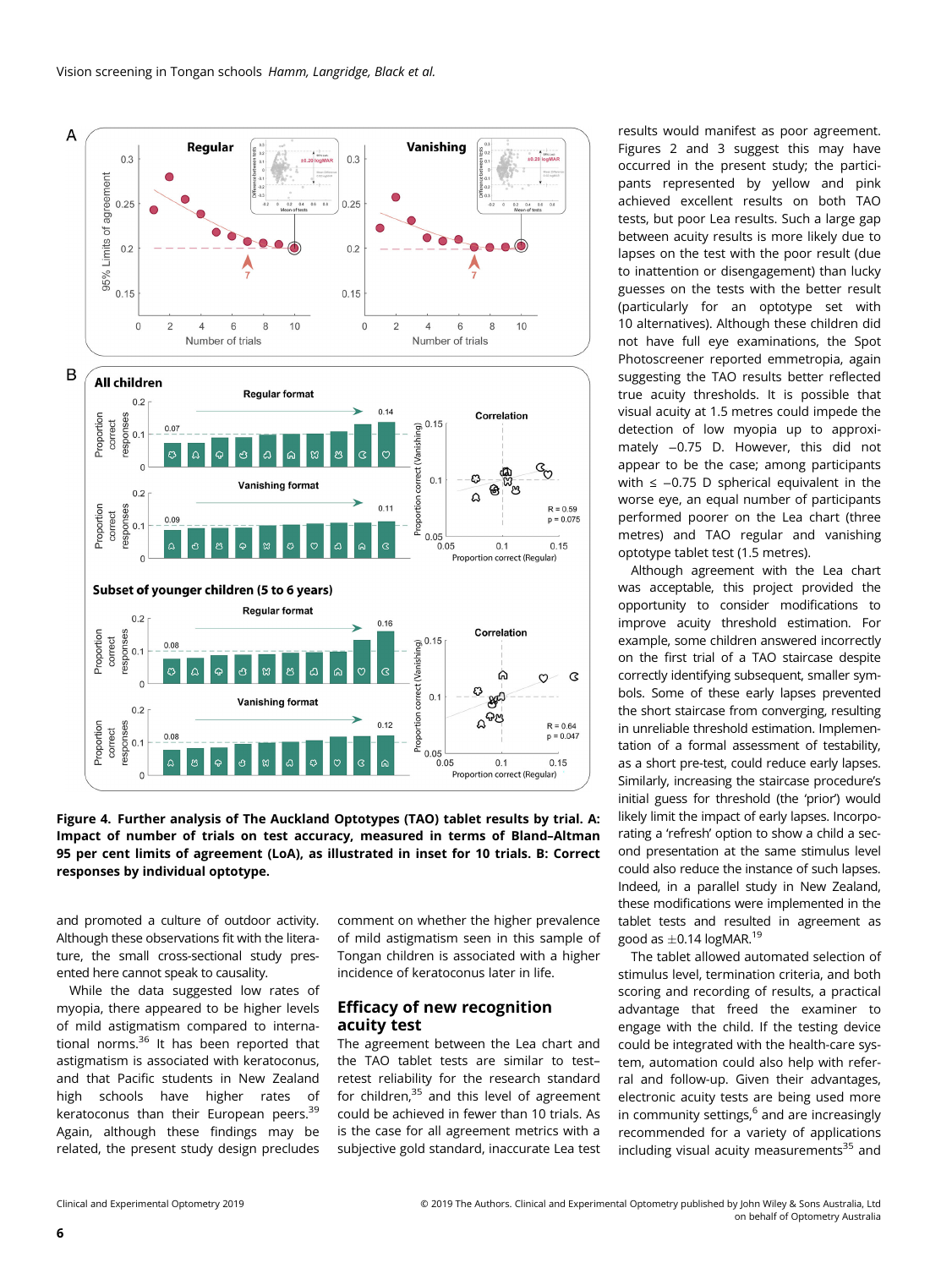**Figure 4. Further analysis of The Auckland Optotypes (TAO) tablet results by trial. A: Impact of number of trials on test accuracy, measured in terms of Bland–Altman 95 per cent limits of agreement (LoA), as illustrated in inset for 10 trials. B: Correct responses by individual optotype.**

and promoted a culture of outdoor activity. Although these observations fit with the literature, the small cross-sectional study presented here cannot speak to causality.

While the data suggested low rates of myopia, there appeared to be higher levels of mild astigmatism compared to international norms.[36] It has been reported that astigmatism is associated with keratoconus, and that Pacific students in New Zealand high schools have higher rates of keratoconus than their European peers.[39] Again, although these findings may be related, the present study design precludes comment on whether the higher prevalence of mild astigmatism seen in this sample of Tongan children is associated with a higher incidence of keratoconus later in life.

## Efficacy of new recognition acuity test

The agreement between the Lea chart and the TAO tablet tests are similar to test–retest reliability for the research standard for children,[35] and this level of agreement could be achieved in fewer than 10 trials. As is the case for all agreement metrics with a subjective gold standard, inaccurate Lea test results would manifest as poor agreement. Figures 2 and 3 suggest this may have occurred in the present study; the participants represented by yellow and pink achieved excellent results on both TAO tests, but poor Lea results. Such a large gap between acuity results is more likely due to lapses on the test with the poor result (due to inattention or disengagement) than lucky guesses on the tests with the better result (particularly for an optotype set with 10 alternatives). Although these children did not have full eye examinations, the Spot Photoscreener reported emmetropia, again suggesting the TAO results better reflected true acuity thresholds. It is possible that visual acuity at 1.5 metres could impede the detection of low myopia up to approximately −0.75 D. However, this did not appear to be the case; among participants with ≤ −0.75 D spherical equivalent in the worse eye, an equal number of participants performed poorer on the Lea chart (three metres) and TAO regular and vanishing optotype tablet test (1.5 metres).

Although agreement with the Lea chart was acceptable, this project provided the opportunity to consider modifications to improve acuity threshold estimation. For example, some children answered incorrectly on the first trial of a TAO staircase despite correctly identifying subsequent, smaller symbols. Some of these early lapses prevented the short staircase from converging, resulting in unreliable threshold estimation. Implementation of a formal assessment of testability, as a short pre-test, could reduce early lapses. Similarly, increasing the staircase procedure's initial guess for threshold (the 'prior') would likely limit the impact of early lapses. Incorporating a 'refresh' option to show a child a second presentation at the same stimulus level could also reduce the instance of such lapses. Indeed, in a parallel study in New Zealand, these modifications were implemented in the tablet tests and resulted in agreement as good as ±0.14 logMAR.[19]

The tablet allowed automated selection of stimulus level, termination criteria, and both scoring and recording of results, a practical advantage that freed the examiner to engage with the child. If the testing device could be integrated with the health-care system, automation could also help with referral and follow-up. Given their advantages, electronic acuity tests are being used more in community settings,[6] and are increasingly recommended for a variety of applications including visual acuity measurements[35] and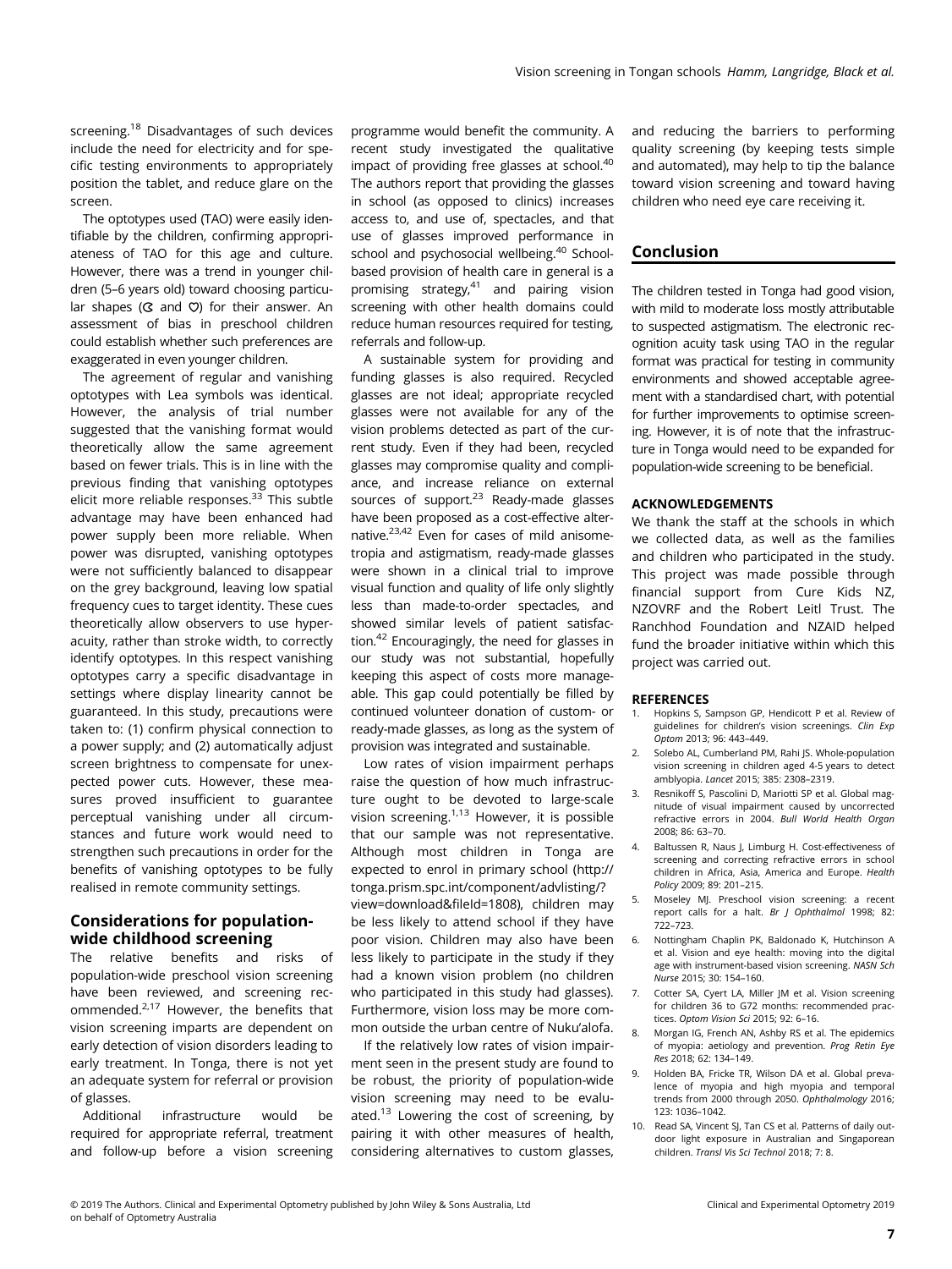screening.[18] Disadvantages of such devices include the need for electricity and for specific testing environments to appropriately position the tablet, and reduce glare on the screen.

The optotypes used (TAO) were easily identifiable by the children, confirming appropriateness of TAO for this age and culture. However, there was a trend in younger children (5–6 years old) toward choosing particular shapes (☾ and ♡) for their answer. An assessment of bias in preschool children could establish whether such preferences are exaggerated in even younger children.

The agreement of regular and vanishing optotypes with Lea symbols was identical. However, the analysis of trial number suggested that the vanishing format would theoretically allow the same agreement based on fewer trials. This is in line with the previous finding that vanishing optotypes elicit more reliable responses.[33] This subtle advantage may have been enhanced had power supply been more reliable. When power was disrupted, vanishing optotypes were not sufficiently balanced to disappear on the grey background, leaving low spatial frequency cues to target identity. These cues theoretically allow observers to use hyperacuity, rather than stroke width, to correctly identify optotypes. In this respect vanishing optotypes carry a specific disadvantage in settings where display linearity cannot be guaranteed. In this study, precautions were taken to: (1) confirm physical connection to a power supply; and (2) automatically adjust screen brightness to compensate for unexpected power cuts. However, these measures proved insufficient to guarantee perceptual vanishing under all circumstances and future work would need to strengthen such precautions in order for the benefits of vanishing optotypes to be fully realised in remote community settings.

## Considerations for population-wide childhood screening

The relative benefits and risks of population-wide preschool vision screening have been reviewed, and screening recommended.[2,17] However, the benefits that vision screening imparts are dependent on early detection of vision disorders leading to early treatment. In Tonga, there is not yet an adequate system for referral or provision of glasses.

Additional infrastructure would be required for appropriate referral, treatment and follow-up before a vision screening programme would benefit the community. A recent study investigated the qualitative impact of providing free glasses at school.[40] The authors report that providing the glasses in school (as opposed to clinics) increases access to, and use of, spectacles, and that use of glasses improved performance in school and psychosocial wellbeing.[40] School-based provision of health care in general is a promising strategy,[41] and pairing vision screening with other health domains could reduce human resources required for testing, referrals and follow-up.

A sustainable system for providing and funding glasses is also required. Recycled glasses are not ideal; appropriate recycled glasses were not available for any of the vision problems detected as part of the current study. Even if they had been, recycled glasses may compromise quality and compliance, and increase reliance on external sources of support.[23] Ready-made glasses have been proposed as a cost-effective alternative.[23,42] Even for cases of mild anisometropia and astigmatism, ready-made glasses were shown in a clinical trial to improve visual function and quality of life only slightly less than made-to-order spectacles, and showed similar levels of patient satisfaction.[42] Encouragingly, the need for glasses in our study was not substantial, hopefully keeping this aspect of costs more manageable. This gap could potentially be filled by continued volunteer donation of custom- or ready-made glasses, as long as the system of provision was integrated and sustainable.

Low rates of vision impairment perhaps raise the question of how much infrastructure ought to be devoted to large-scale vision screening.[1,13] However, it is possible that our sample was not representative. Although most children in Tonga are expected to enrol in primary school (http://tonga.prism.spc.int/component/advlisting/?view=download&fileId=1808), children may be less likely to attend school if they have poor vision. Children may also have been less likely to participate in the study if they had a known vision problem (no children who participated in this study had glasses). Furthermore, vision loss may be more common outside the urban centre of Nuku'alofa.

If the relatively low rates of vision impairment seen in the present study are found to be robust, the priority of population-wide vision screening may need to be evaluated.[13] Lowering the cost of screening, by pairing it with other measures of health, considering alternatives to custom glasses, and reducing the barriers to performing quality screening (by keeping tests simple and automated), may help to tip the balance toward vision screening and toward having children who need eye care receiving it.

## Conclusion

The children tested in Tonga had good vision, with mild to moderate loss mostly attributable to suspected astigmatism. The electronic recognition acuity task using TAO in the regular format was practical for testing in community environments and showed acceptable agreement with a standardised chart, with potential for further improvements to optimise screening. However, it is of note that the infrastructure in Tonga would need to be expanded for population-wide screening to be beneficial.

### ACKNOWLEDGEMENTS

We thank the staff at the schools in which we collected data, as well as the families and children who participated in the study. This project was made possible through financial support from Cure Kids NZ, NZOVRF and the Robert Leitl Trust. The Ranchhod Foundation and NZAID helped fund the broader initiative within which this project was carried out.

### REFERENCES

1. Hopkins S, Sampson GP, Hendicott P et al. Review of guidelines for children's vision screenings. *Clin Exp Optom* 2013; 96: 443–449.
2. Solebo AL, Cumberland PM, Rahi JS. Whole-population vision screening in children aged 4-5 years to detect amblyopia. *Lancet* 2015; 385: 2308–2319.
3. Resnikoff S, Pascolini D, Mariotti SP et al. Global magnitude of visual impairment caused by uncorrected refractive errors in 2004. *Bull World Health Organ* 2008; 86: 63–70.
4. Baltussen R, Naus J, Limburg H. Cost-effectiveness of screening and correcting refractive errors in school children in Africa, Asia, America and Europe. *Health Policy* 2009; 89: 201–215.
5. Moseley MJ. Preschool vision screening: a recent report calls for a halt. *Br J Ophthalmol* 1998; 82: 722–723.
6. Nottingham Chaplin PK, Baldonado K, Hutchinson A et al. Vision and eye health: moving into the digital age with instrument-based vision screening. *NASN Sch Nurse* 2015; 30: 154–160.
7. Cotter SA, Cyert LA, Miller JM et al. Vision screening for children 36 to G72 months: recommended practices. *Optom Vision Sci* 2015; 92: 6–16.
8. Morgan IG, French AN, Ashby RS et al. The epidemics of myopia: aetiology and prevention. *Prog Retin Eye Res* 2018; 62: 134–149.
9. Holden BA, Fricke TR, Wilson DA et al. Global prevalence of myopia and high myopia and temporal trends from 2000 through 2050. *Ophthalmology* 2016; 123: 1036–1042.
10. Read SA, Vincent SJ, Tan CS et al. Patterns of daily outdoor light exposure in Australian and Singaporean children. *Transl Vis Sci Technol* 2018; 7: 8.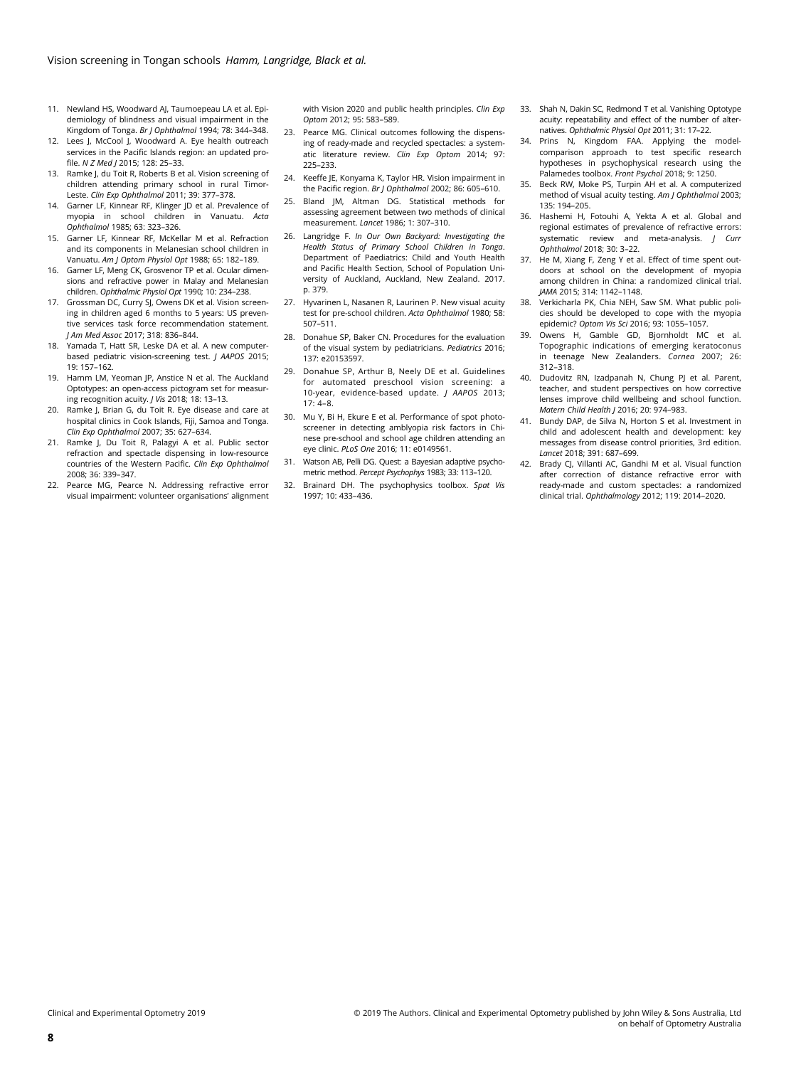11. Newland HS, Woodward AJ, Taumoepeau LA et al. Epidemiology of blindness and visual impairment in the Kingdom of Tonga. *Br J Ophthalmol* 1994; 78: 344–348.
12. Lees J, McCool J, Woodward A. Eye health outreach services in the Pacific Islands region: an updated profile. *N Z Med J* 2015; 128: 25–33.
13. Ramke J, du Toit R, Roberts B et al. Vision screening of children attending primary school in rural Timor-Leste. *Clin Exp Ophthalmol* 2011; 39: 377–378.
14. Garner LF, Kinnear RF, Klinger JD et al. Prevalence of myopia in school children in Vanuatu. *Acta Ophthalmol* 1985; 63: 323–326.
15. Garner LF, Kinnear RF, McKellar M et al. Refraction and its components in Melanesian school children in Vanuatu. *Am J Optom Physiol Opt* 1988; 65: 182–189.
16. Garner LF, Meng CK, Grosvenor TP et al. Ocular dimensions and refractive power in Malay and Melanesian children. *Ophthalmic Physiol Opt* 1990; 10: 234–238.
17. Grossman DC, Curry SJ, Owens DK et al. Vision screening in children aged 6 months to 5 years: US preventive services task force recommendation statement. *J Am Med Assoc* 2017; 318: 836–844.
18. Yamada T, Hatt SR, Leske DA et al. A new computer-based pediatric vision-screening test. *J AAPOS* 2015; 19: 157–162.
19. Hamm LM, Yeoman JP, Anstice N et al. The Auckland Optotypes: an open-access pictogram set for measuring recognition acuity. *J Vis* 2018; 18: 13–13.
20. Ramke J, Brian G, du Toit R. Eye disease and care at hospital clinics in Cook Islands, Fiji, Samoa and Tonga. *Clin Exp Ophthalmol* 2007; 35: 627–634.
21. Ramke J, Du Toit R, Palagyi A et al. Public sector refraction and spectacle dispensing in low-resource countries of the Western Pacific. *Clin Exp Ophthalmol* 2008; 36: 339–347.
22. Pearce MG, Pearce N. Addressing refractive error visual impairment: volunteer organisations' alignment with Vision 2020 and public health principles. *Clin Exp Optom* 2012; 95: 583–589.
23. Pearce MG. Clinical outcomes following the dispensing of ready-made and recycled spectacles: a systematic literature review. *Clin Exp Optom* 2014; 97: 225–233.
24. Keeffe JE, Konyama K, Taylor HR. Vision impairment in the Pacific region. *Br J Ophthalmol* 2002; 86: 605–610.
25. Bland JM, Altman DG. Statistical methods for assessing agreement between two methods of clinical measurement. *Lancet* 1986; 1: 307–310.
26. Langridge F. *In Our Own Backyard: Investigating the Health Status of Primary School Children in Tonga*. Department of Paediatrics: Child and Youth Health and Pacific Health Section, School of Population University of Auckland, Auckland, New Zealand. 2017. p. 379.
27. Hyvarinen L, Nasanen R, Laurinen P. New visual acuity test for pre-school children. *Acta Ophthalmol* 1980; 58: 507–511.
28. Donahue SP, Baker CN. Procedures for the evaluation of the visual system by pediatricians. *Pediatrics* 2016; 137: e20153597.
29. Donahue SP, Arthur B, Neely DE et al. Guidelines for automated preschool vision screening: a 10-year, evidence-based update. *J AAPOS* 2013; 17: 4–8.
30. Mu Y, Bi H, Ekure E et al. Performance of spot photoscreener in detecting amblyopia risk factors in Chinese pre-school and school age children attending an eye clinic. *PLoS One* 2016; 11: e0149561.
31. Watson AB, Pelli DG. Quest: a Bayesian adaptive psychometric method. *Percept Psychophys* 1983; 33: 113–120.
32. Brainard DH. The psychophysics toolbox. *Spat Vis* 1997; 10: 433–436.
33. Shah N, Dakin SC, Redmond T et al. Vanishing Optotype acuity: repeatability and effect of the number of alternatives. *Ophthalmic Physiol Opt* 2011; 31: 17–22.
34. Prins N, Kingdom FAA. Applying the model-comparison approach to test specific research hypotheses in psychophysical research using the Palamedes toolbox. *Front Psychol* 2018; 9: 1250.
35. Beck RW, Moke PS, Turpin AH et al. A computerized method of visual acuity testing. *Am J Ophthalmol* 2003; 135: 194–205.
36. Hashemi H, Fotouhi A, Yekta A et al. Global and regional estimates of prevalence of refractive errors: systematic review and meta-analysis. *J Curr Ophthalmol* 2018; 30: 3–22.
37. He M, Xiang F, Zeng Y et al. Effect of time spent outdoors at school on the development of myopia among children in China: a randomized clinical trial. *JAMA* 2015; 314: 1142–1148.
38. Verkicharla PK, Chia NEH, Saw SM. What public policies should be developed to cope with the myopia epidemic? *Optom Vis Sci* 2016; 93: 1055–1057.
39. Owens H, Gamble GD, Bjornholdt MC et al. Topographic indications of emerging keratoconus in teenage New Zealanders. *Cornea* 2007; 26: 312–318.
40. Dudovitz RN, Izadpanah N, Chung PJ et al. Parent, teacher, and student perspectives on how corrective lenses improve child wellbeing and school function. *Matern Child Health J* 2016; 20: 974–983.
41. Bundy DAP, de Silva N, Horton S et al. Investment in child and adolescent health and development: key messages from disease control priorities, 3rd edition. *Lancet* 2018; 391: 687–699.
42. Brady CJ, Villanti AC, Gandhi M et al. Visual function after correction of distance refractive error with ready-made and custom spectacles: a randomized clinical trial. *Ophthalmology* 2012; 119: 2014–2020.